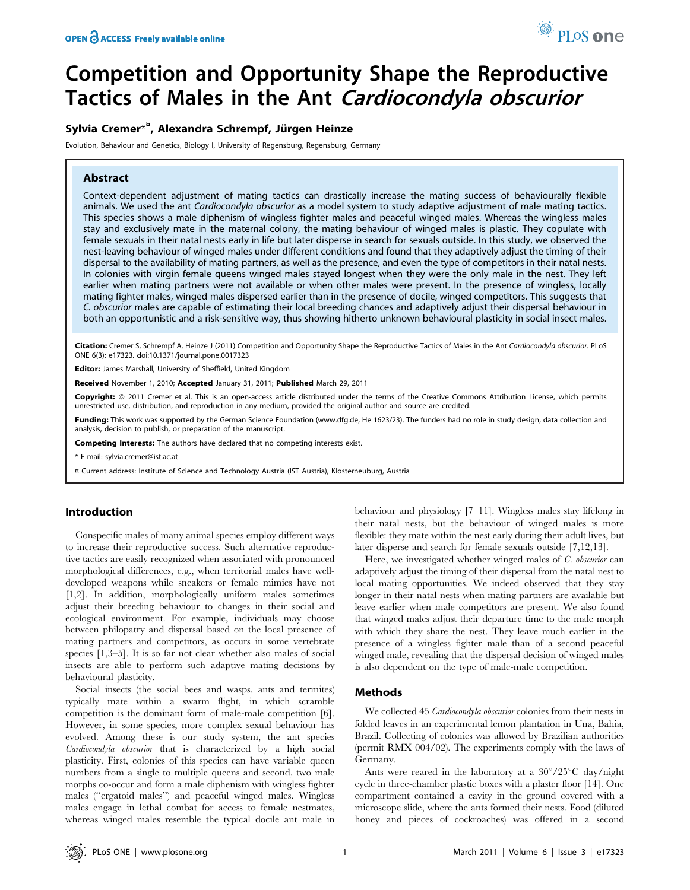# Competition and Opportunity Shape the Reproductive Tactics of Males in the Ant *Cardiocondyla obscurior*

**Sylvia Cremer*¤, Alexandra Schrempf, Jürgen Heinze**

Evolution, Behaviour and Genetics, Biology I, University of Regensburg, Regensburg, Germany

## Abstract

Context-dependent adjustment of mating tactics can drastically increase the mating success of behaviourally flexible animals. We used the ant *Cardiocondyla obscurior* as a model system to study adaptive adjustment of male mating tactics. This species shows a male diphenism of wingless fighter males and peaceful winged males. Whereas the wingless males stay and exclusively mate in the maternal colony, the mating behaviour of winged males is plastic. They copulate with female sexuals in their natal nests early in life but later disperse in search for sexuals outside. In this study, we observed the nest-leaving behaviour of winged males under different conditions and found that they adaptively adjust the timing of their dispersal to the availability of mating partners, as well as the presence, and even the type of competitors in their natal nests. In colonies with virgin female queens winged males stayed longest when they were the only male in the nest. They left earlier when mating partners were not available or when other males were present. In the presence of wingless, locally mating fighter males, winged males dispersed earlier than in the presence of docile, winged competitors. This suggests that *C. obscurior* males are capable of estimating their local breeding chances and adaptively adjust their dispersal behaviour in both an opportunistic and a risk-sensitive way, thus showing hitherto unknown behavioural plasticity in social insect males.

**Citation:** Cremer S, Schrempf A, Heinze J (2011) Competition and Opportunity Shape the Reproductive Tactics of Males in the Ant *Cardiocondyla obscurior*. PLoS ONE 6(3): e17323. doi:10.1371/journal.pone.0017323

**Editor:** James Marshall, University of Sheffield, United Kingdom

**Received** November 1, 2010; **Accepted** January 31, 2011; **Published** March 29, 2011

**Copyright:** © 2011 Cremer et al. This is an open-access article distributed under the terms of the Creative Commons Attribution License, which permits unrestricted use, distribution, and reproduction in any medium, provided the original author and source are credited.

**Funding:** This work was supported by the German Science Foundation (www.dfg.de, He 1623/23). The funders had no role in study design, data collection and analysis, decision to publish, or preparation of the manuscript.

**Competing Interests:** The authors have declared that no competing interests exist.

\* E-mail: sylvia.cremer@ist.ac.at

¤ Current address: Institute of Science and Technology Austria (IST Austria), Klosterneuburg, Austria

## Introduction

Conspecific males of many animal species employ different ways to increase their reproductive success. Such alternative reproductive tactics are easily recognized when associated with pronounced morphological differences, e.g., when territorial males have well-developed weapons while sneakers or female mimics have not [1,2]. In addition, morphologically uniform males sometimes adjust their breeding behaviour to changes in their social and ecological environment. For example, individuals may choose between philopatry and dispersal based on the local presence of mating partners and competitors, as occurs in some vertebrate species [1,3–5]. It is so far not clear whether also males of social insects are able to perform such adaptive mating decisions by behavioural plasticity.

Social insects (the social bees and wasps, ants and termites) typically mate within a swarm flight, in which scramble competition is the dominant form of male-male competition [6]. However, in some species, more complex sexual behaviour has evolved. Among these is our study system, the ant species *Cardiocondyla obscurior* that is characterized by a high social plasticity. First, colonies of this species can have variable queen numbers from a single to multiple queens and second, two male morphs co-occur and form a male diphenism with wingless fighter males ("ergatoid males") and peaceful winged males. Wingless males engage in lethal combat for access to female nestmates, whereas winged males resemble the typical docile ant male in behaviour and physiology [7–11]. Wingless males stay lifelong in their natal nests, but the behaviour of winged males is more flexible: they mate within the nest early during their adult lives, but later disperse and search for female sexuals outside [7,12,13].

Here, we investigated whether winged males of *C. obscurior* can adaptively adjust the timing of their dispersal from the natal nest to local mating opportunities. We indeed observed that they stay longer in their natal nests when mating partners are available but leave earlier when male competitors are present. We also found that winged males adjust their departure time to the male morph with which they share the nest. They leave much earlier in the presence of a wingless fighter male than of a second peaceful winged male, revealing that the dispersal decision of winged males is also dependent on the type of male-male competition.

## Methods

We collected 45 *Cardiocondyla obscurior* colonies from their nests in folded leaves in an experimental lemon plantation in Una, Bahia, Brazil. Collecting of colonies was allowed by Brazilian authorities (permit RMX 004/02). The experiments comply with the laws of Germany.

Ants were reared in the laboratory at a 30°/25°C day/night cycle in three-chamber plastic boxes with a plaster floor [14]. One compartment contained a cavity in the ground covered with a microscope slide, where the ants formed their nests. Food (diluted honey and pieces of cockroaches) was offered in a second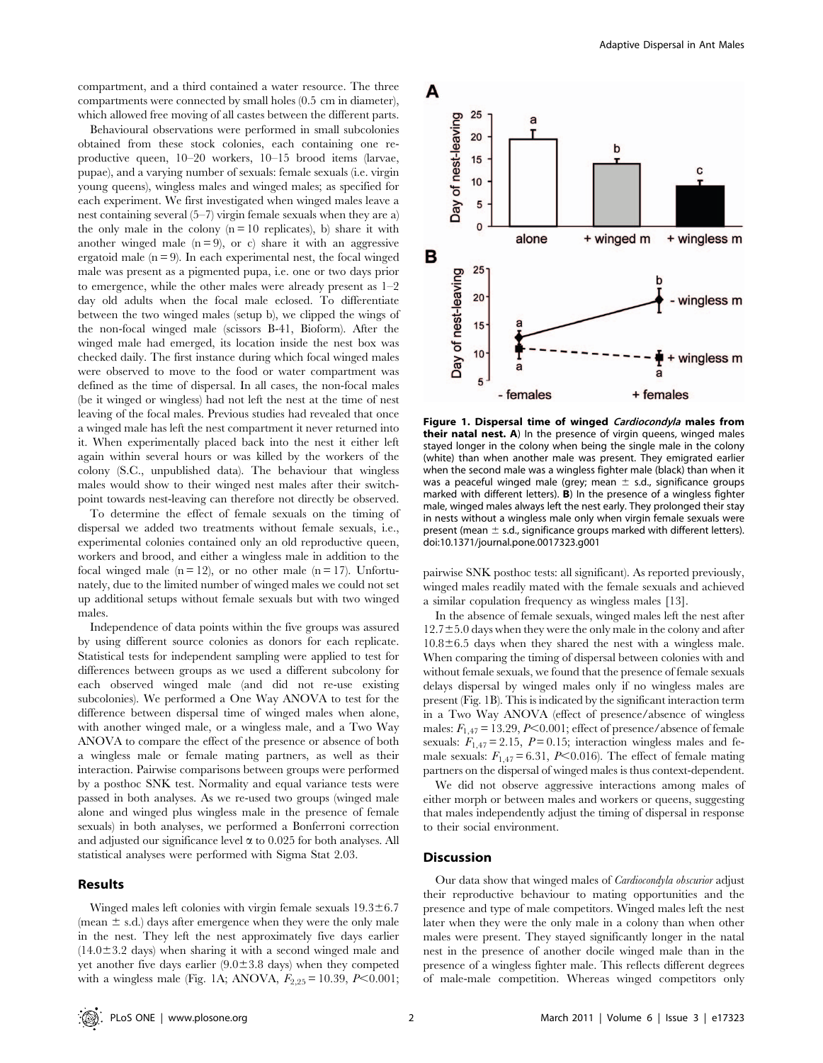compartment, and a third contained a water resource. The three compartments were connected by small holes (0.5 cm in diameter), which allowed free moving of all castes between the different parts.

Behavioural observations were performed in small subcolonies obtained from these stock colonies, each containing one reproductive queen, 10–20 workers, 10–15 brood items (larvae, pupae), and a varying number of sexuals: female sexuals (i.e. virgin young queens), wingless males and winged males; as specified for each experiment. We first investigated when winged males leave a nest containing several (5–7) virgin female sexuals when they are a) the only male in the colony (n = 10 replicates), b) share it with another winged male (n = 9), or c) share it with an aggressive ergatoid male (n = 9). In each experimental nest, the focal winged male was present as a pigmented pupa, i.e. one or two days prior to emergence, while the other males were already present as 1–2 day old adults when the focal male eclosed. To differentiate between the two winged males (setup b), we clipped the wings of the non-focal winged male (scissors B-41, Bioform). After the winged male had emerged, its location inside the nest box was checked daily. The first instance during which focal winged males were observed to move to the food or water compartment was defined as the time of dispersal. In all cases, the non-focal males (be it winged or wingless) had not left the nest at the time of nest leaving of the focal males. Previous studies had revealed that once a winged male has left the nest compartment it never returned into it. When experimentally placed back into the nest it either left again within several hours or was killed by the workers of the colony (S.C., unpublished data). The behaviour that wingless males would show to their winged nest males after their switch-point towards nest-leaving can therefore not directly be observed.

To determine the effect of female sexuals on the timing of dispersal we added two treatments without female sexuals, i.e., experimental colonies contained only an old reproductive queen, workers and brood, and either a wingless male in addition to the focal winged male (n = 12), or no other male (n = 17). Unfortunately, due to the limited number of winged males we could not set up additional setups without female sexuals but with two winged males.

Independence of data points within the five groups was assured by using different source colonies as donors for each replicate. Statistical tests for independent sampling were applied to test for differences between groups as we used a different subcolony for each observed winged male (and did not re-use existing subcolonies). We performed a One Way ANOVA to test for the difference between dispersal time of winged males when alone, with another winged male, or a wingless male, and a Two Way ANOVA to compare the effect of the presence or absence of both a wingless male or female mating partners, as well as their interaction. Pairwise comparisons between groups were performed by a posthoc SNK test. Normality and equal variance tests were passed in both analyses. As we re-used two groups (winged male alone and winged plus wingless male in the presence of female sexuals) in both analyses, we performed a Bonferroni correction and adjusted our significance level $\alpha$ to 0.025 for both analyses. All statistical analyses were performed with Sigma Stat 2.03.

## Results

Winged males left colonies with virgin female sexuals $19.3 \pm 6.7$ (mean $\pm$ s.d.) days after emergence when they were the only male in the nest. They left the nest approximately five days earlier ($14.0 \pm 3.2$ days) when sharing it with a second winged male and yet another five days earlier ($9.0 \pm 3.8$ days) when they competed with a wingless male (Fig. 1A; ANOVA, $F_{2,25} = 10.39$, $P < 0.001$; pairwise SNK posthoc tests: all significant). As reported previously, winged males readily mated with the female sexuals and achieved a similar copulation frequency as wingless males [13].

**Figure 1. Dispersal time of winged *Cardiocondyla* males from their natal nest. A**) In the presence of virgin queens, winged males stayed longer in the colony when being the single male in the colony (white) than when another male was present. They emigrated earlier when the second male was a wingless fighter male (black) than when it was a peaceful winged male (grey; mean $\pm$ s.d., significance groups marked with different letters). **B**) In the presence of a wingless fighter male, winged males always left the nest early. They prolonged their stay in nests without a wingless male only when virgin female sexuals were present (mean $\pm$ s.d., significance groups marked with different letters).
doi:10.1371/journal.pone.0017323.g001

In the absence of female sexuals, winged males left the nest after $12.7 \pm 5.0$ days when they were the only male in the colony and after $10.8 \pm 6.5$ days when they shared the nest with a wingless male. When comparing the timing of dispersal between colonies with and without female sexuals, we found that the presence of female sexuals delays dispersal by winged males only if no wingless males are present (Fig. 1B). This is indicated by the significant interaction term in a Two Way ANOVA (effect of presence/absence of wingless males: $F_{1,47} = 13.29$, $P < 0.001$; effect of presence/absence of female sexuals: $F_{1,47} = 2.15$, $P = 0.15$; interaction wingless males and female sexuals: $F_{1,47} = 6.31$, $P < 0.016$). The effect of female mating partners on the dispersal of winged males is thus context-dependent.

We did not observe aggressive interactions among males of either morph or between males and workers or queens, suggesting that males independently adjust the timing of dispersal in response to their social environment.

## Discussion

Our data show that winged males of *Cardiocondyla obscurior* adjust their reproductive behaviour to mating opportunities and the presence and type of male competitors. Winged males left the nest later when they were the only male in a colony than when other males were present. They stayed significantly longer in the natal nest in the presence of another docile winged male than in the presence of a wingless fighter male. This reflects different degrees of male-male competition. Whereas winged competitors only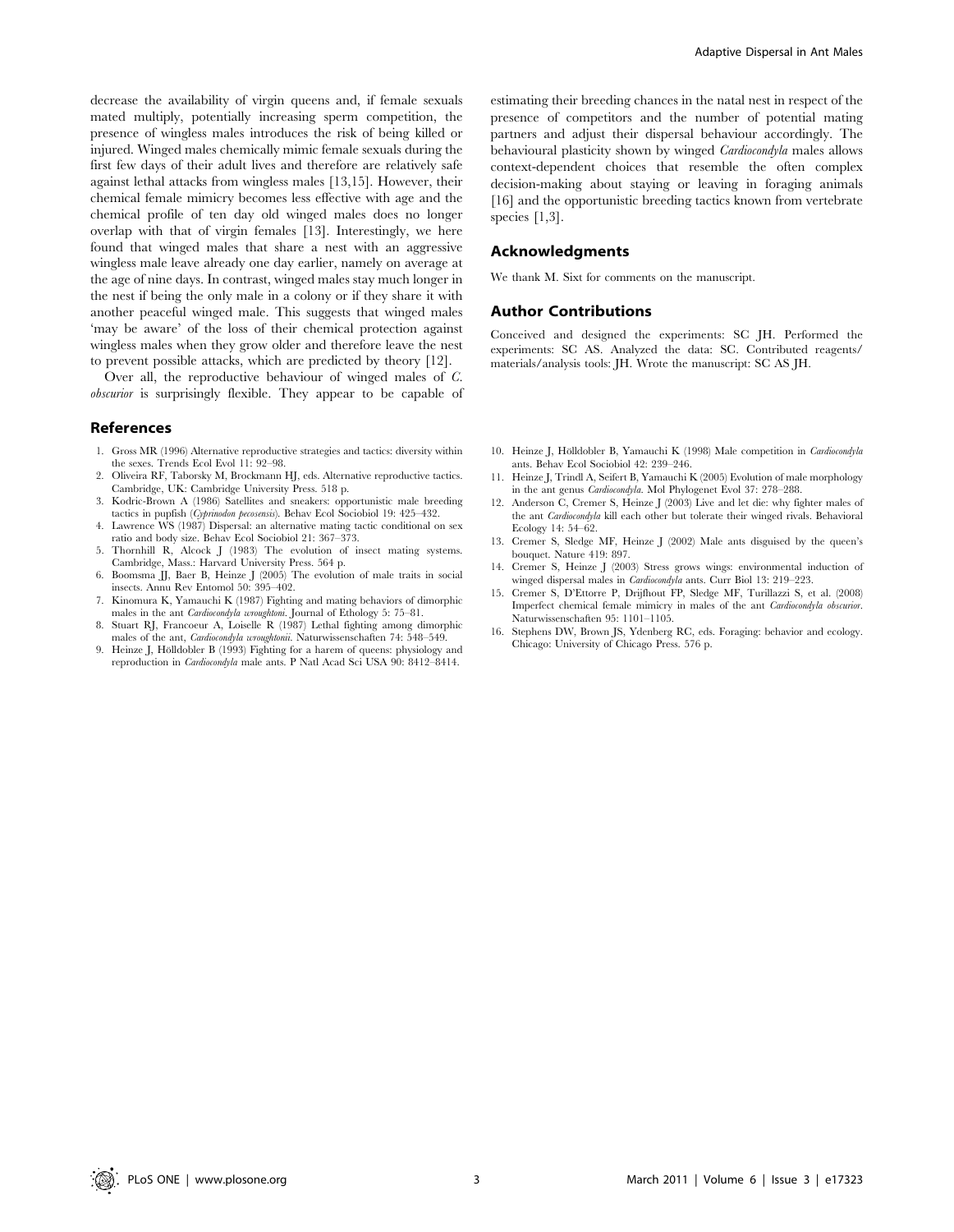decrease the availability of virgin queens and, if female sexuals mated multiply, potentially increasing sperm competition, the presence of wingless males introduces the risk of being killed or injured. Winged males chemically mimic female sexuals during the first few days of their adult lives and therefore are relatively safe against lethal attacks from wingless males [13,15]. However, their chemical female mimicry becomes less effective with age and the chemical profile of ten day old winged males does no longer overlap with that of virgin females [13]. Interestingly, we here found that winged males that share a nest with an aggressive wingless male leave already one day earlier, namely on average at the age of nine days. In contrast, winged males stay much longer in the nest if being the only male in a colony or if they share it with another peaceful winged male. This suggests that winged males 'may be aware' of the loss of their chemical protection against wingless males when they grow older and therefore leave the nest to prevent possible attacks, which are predicted by theory [12].

Over all, the reproductive behaviour of winged males of *C. obscurior* is surprisingly flexible. They appear to be capable of estimating their breeding chances in the natal nest in respect of the presence of competitors and the number of potential mating partners and adjust their dispersal behaviour accordingly. The behavioural plasticity shown by winged *Cardiocondyla* males allows context-dependent choices that resemble the often complex decision-making about staying or leaving in foraging animals [16] and the opportunistic breeding tactics known from vertebrate species [1,3].

## Acknowledgments

We thank M. Sixt for comments on the manuscript.

## Author Contributions

Conceived and designed the experiments: SC JH. Performed the experiments: SC AS. Analyzed the data: SC. Contributed reagents/materials/analysis tools: JH. Wrote the manuscript: SC AS JH.

## References

1. Gross MR (1996) Alternative reproductive strategies and tactics: diversity within the sexes. Trends Ecol Evol 11: 92–98.
2. Oliveira RF, Taborsky M, Brockmann HJ, eds. Alternative reproductive tactics. Cambridge, UK: Cambridge University Press. 518 p.
3. Kodric-Brown A (1986) Satellites and sneakers: opportunistic male breeding tactics in pupfish (*Cyprinodon pecosensis*). Behav Ecol Sociobiol 19: 425–432.
4. Lawrence WS (1987) Dispersal: an alternative mating tactic conditional on sex ratio and body size. Behav Ecol Sociobiol 21: 367–373.
5. Thornhill R, Alcock J (1983) The evolution of insect mating systems. Cambridge, Mass.: Harvard University Press. 564 p.
6. Boomsma JJ, Baer B, Heinze J (2005) The evolution of male traits in social insects. Annu Rev Entomol 50: 395–402.
7. Kinomura K, Yamauchi K (1987) Fighting and mating behaviors of dimorphic males in the ant *Cardiocondyla wroughtoni*. Journal of Ethology 5: 75–81.
8. Stuart RJ, Francoeur A, Loiselle R (1987) Lethal fighting among dimorphic males of the ant, *Cardiocondyla wroughtonii*. Naturwissenschaften 74: 548–549.
9. Heinze J, Hölldobler B (1993) Fighting for a harem of queens: physiology and reproduction in *Cardiocondyla* male ants. P Natl Acad Sci USA 90: 8412–8414.
10. Heinze J, Hölldobler B, Yamauchi K (1998) Male competition in *Cardiocondyla* ants. Behav Ecol Sociobiol 42: 239–246.
11. Heinze J, Trindl A, Seifert B, Yamauchi K (2005) Evolution of male morphology in the ant genus *Cardiocondyla*. Mol Phylogenet Evol 37: 278–288.
12. Anderson C, Cremer S, Heinze J (2003) Live and let die: why fighter males of the ant *Cardiocondyla* kill each other but tolerate their winged rivals. Behavioral Ecology 14: 54–62.
13. Cremer S, Sledge MF, Heinze J (2002) Male ants disguised by the queen's bouquet. Nature 419: 897.
14. Cremer S, Heinze J (2003) Stress grows wings: environmental induction of winged dispersal males in *Cardiocondyla* ants. Curr Biol 13: 219–223.
15. Cremer S, D'Ettorre P, Drijfhout FP, Sledge MF, Turillazzi S, et al. (2008) Imperfect chemical female mimicry in males of the ant *Cardiocondyla obscurior*. Naturwissenschaften 95: 1101–1105.
16. Stephens DW, Brown JS, Ydenberg RC, eds. Foraging: behavior and ecology. Chicago: University of Chicago Press. 576 p.